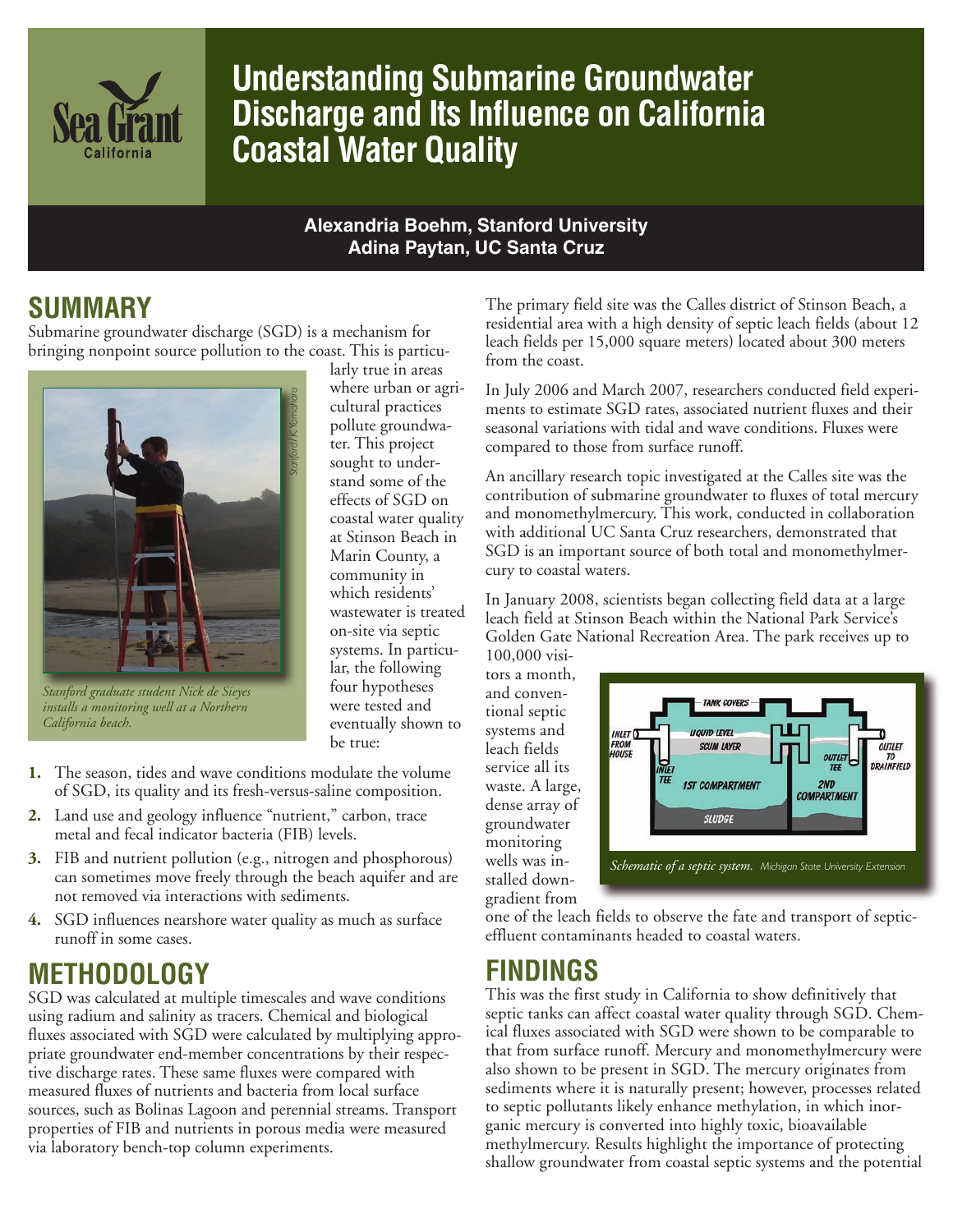# Understanding Submarine Groundwater Discharge and Its Influence on California Coastal Water Quality

**Alexandria Boehm, Stanford University**
**Adina Paytan, UC Santa Cruz**

## SUMMARY

Submarine groundwater discharge (SGD) is a mechanism for bringing nonpoint source pollution to the coast. This is particularly true in areas where urban or agricultural practices pollute groundwater. This project sought to understand some of the effects of SGD on coastal water quality at Stinson Beach in Marin County, a community in which residents' wastewater is treated on-site via septic systems. In particular, the following four hypotheses were tested and eventually shown to be true:

*Stanford graduate student Nick de Sieyes installs a monitoring well at a Northern California beach.*

1. The season, tides and wave conditions modulate the volume of SGD, its quality and its fresh-versus-saline composition.
2. Land use and geology influence "nutrient," carbon, trace metal and fecal indicator bacteria (FIB) levels.
3. FIB and nutrient pollution (e.g., nitrogen and phosphorous) can sometimes move freely through the beach aquifer and are not removed via interactions with sediments.
4. SGD influences nearshore water quality as much as surface runoff in some cases.

## METHODOLOGY

SGD was calculated at multiple timescales and wave conditions using radium and salinity as tracers. Chemical and biological fluxes associated with SGD were calculated by multiplying appropriate groundwater end-member concentrations by their respective discharge rates. These same fluxes were compared with measured fluxes of nutrients and bacteria from local surface sources, such as Bolinas Lagoon and perennial streams. Transport properties of FIB and nutrients in porous media were measured via laboratory bench-top column experiments.

The primary field site was the Calles district of Stinson Beach, a residential area with a high density of septic leach fields (about 12 leach fields per 15,000 square meters) located about 300 meters from the coast.

In July 2006 and March 2007, researchers conducted field experiments to estimate SGD rates, associated nutrient fluxes and their seasonal variations with tidal and wave conditions. Fluxes were compared to those from surface runoff.

An ancillary research topic investigated at the Calles site was the contribution of submarine groundwater to fluxes of total mercury and monomethylmercury. This work, conducted in collaboration with additional UC Santa Cruz researchers, demonstrated that SGD is an important source of both total and monomethylmercury to coastal waters.

In January 2008, scientists began collecting field data at a large leach field at Stinson Beach within the National Park Service's Golden Gate National Recreation Area. The park receives up to 100,000 visitors a month, and conventional septic systems and leach fields service all its waste. A large, dense array of groundwater monitoring wells was installed down-gradient from one of the leach fields to observe the fate and transport of septic-effluent contaminants headed to coastal waters.

*Schematic of a septic system.* Michigan State University Extension

## FINDINGS

This was the first study in California to show definitively that septic tanks can affect coastal water quality through SGD. Chemical fluxes associated with SGD were shown to be comparable to that from surface runoff. Mercury and monomethylmercury were also shown to be present in SGD. The mercury originates from sediments where it is naturally present; however, processes related to septic pollutants likely enhance methylation, in which inorganic mercury is converted into highly toxic, bioavailable methylmercury. Results highlight the importance of protecting shallow groundwater from coastal septic systems and the potential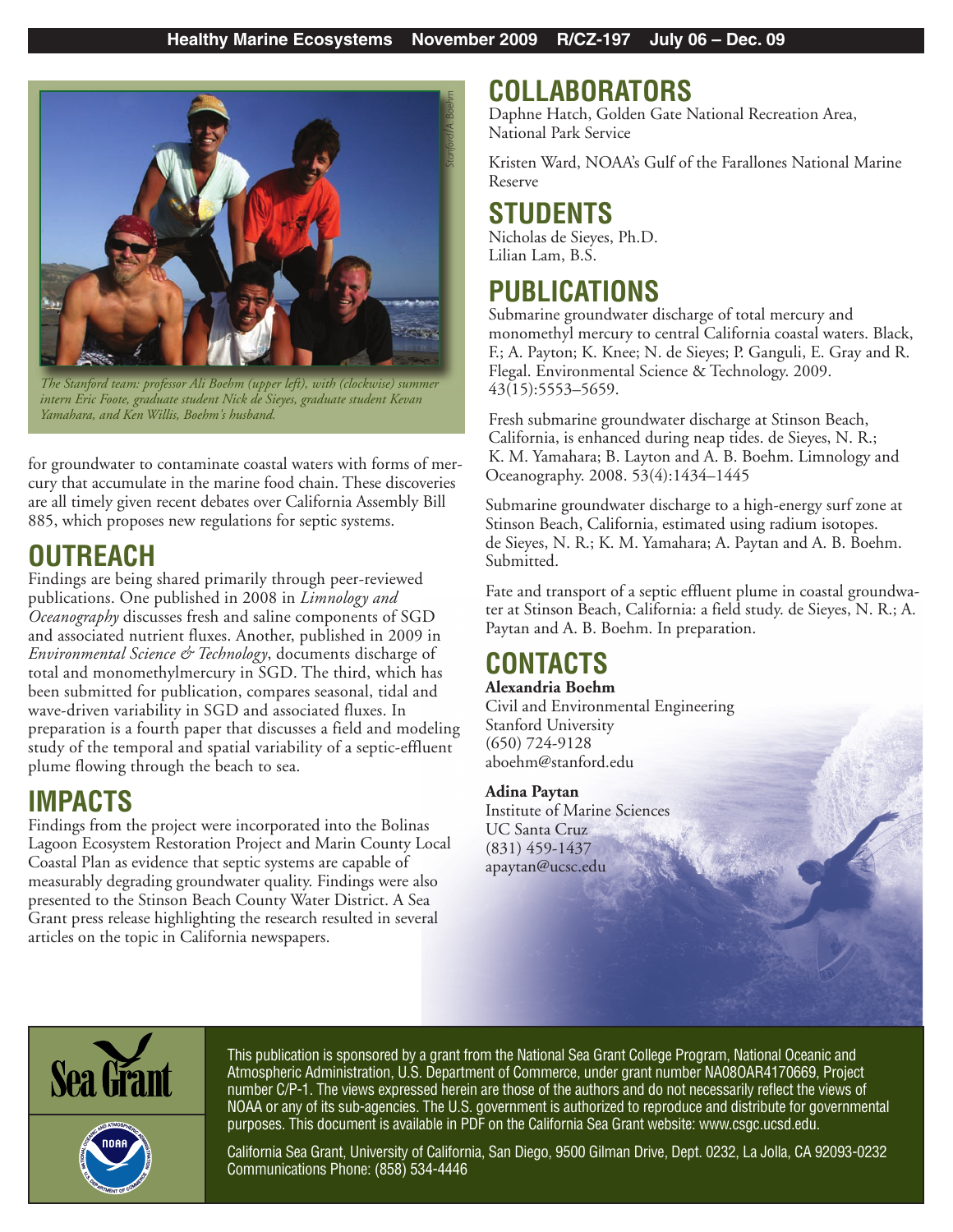*The Stanford team: professor Ali Boehm (upper left), with (clockwise) summer intern Eric Foote, graduate student Nick de Sieyes, graduate student Kevan Yamahara, and Ken Willis, Boehm's husband.*

for groundwater to contaminate coastal waters with forms of mercury that accumulate in the marine food chain. These discoveries are all timely given recent debates over California Assembly Bill 885, which proposes new regulations for septic systems.

## OUTREACH

Findings are being shared primarily through peer-reviewed publications. One published in 2008 in *Limnology and Oceanography* discusses fresh and saline components of SGD and associated nutrient fluxes. Another, published in 2009 in *Environmental Science & Technology*, documents discharge of total and monomethylmercury in SGD. The third, which has been submitted for publication, compares seasonal, tidal and wave-driven variability in SGD and associated fluxes. In preparation is a fourth paper that discusses a field and modeling study of the temporal and spatial variability of a septic-effluent plume flowing through the beach to sea.

## IMPACTS

Findings from the project were incorporated into the Bolinas Lagoon Ecosystem Restoration Project and Marin County Local Coastal Plan as evidence that septic systems are capable of measurably degrading groundwater quality. Findings were also presented to the Stinson Beach County Water District. A Sea Grant press release highlighting the research resulted in several articles on the topic in California newspapers.

## COLLABORATORS

Daphne Hatch, Golden Gate National Recreation Area, National Park Service

Kristen Ward, NOAA's Gulf of the Farallones National Marine Reserve

## STUDENTS

Nicholas de Sieyes, Ph.D.
Lilian Lam, B.S.

## PUBLICATIONS

Submarine groundwater discharge of total mercury and monomethyl mercury to central California coastal waters. Black, F.; A. Payton; K. Knee; N. de Sieyes; P. Ganguli, E. Gray and R. Flegal. Environmental Science & Technology. 2009. 43(15):5553–5659.

Fresh submarine groundwater discharge at Stinson Beach, California, is enhanced during neap tides. de Sieyes, N. R.; K. M. Yamahara; B. Layton and A. B. Boehm. Limnology and Oceanography. 2008. 53(4):1434–1445

Submarine groundwater discharge to a high-energy surf zone at Stinson Beach, California, estimated using radium isotopes. de Sieyes, N. R.; K. M. Yamahara; A. Paytan and A. B. Boehm. Submitted.

Fate and transport of a septic effluent plume in coastal groundwater at Stinson Beach, California: a field study. de Sieyes, N. R.; A. Paytan and A. B. Boehm. In preparation.

## CONTACTS

**Alexandria Boehm**
Civil and Environmental Engineering
Stanford University
(650) 724-9128
aboehm@stanford.edu

**Adina Paytan**
Institute of Marine Sciences
UC Santa Cruz
(831) 459-1437
apaytan@ucsc.edu

This publication is sponsored by a grant from the National Sea Grant College Program, National Oceanic and Atmospheric Administration, U.S. Department of Commerce, under grant number NA08OAR4170669, Project number C/P-1. The views expressed herein are those of the authors and do not necessarily reflect the views of NOAA or any of its sub-agencies. The U.S. government is authorized to reproduce and distribute for governmental purposes. This document is available in PDF on the California Sea Grant website: www.csgc.ucsd.edu.

California Sea Grant, University of California, San Diego, 9500 Gilman Drive, Dept. 0232, La Jolla, CA 92093-0232
Communications Phone: (858) 534-4446